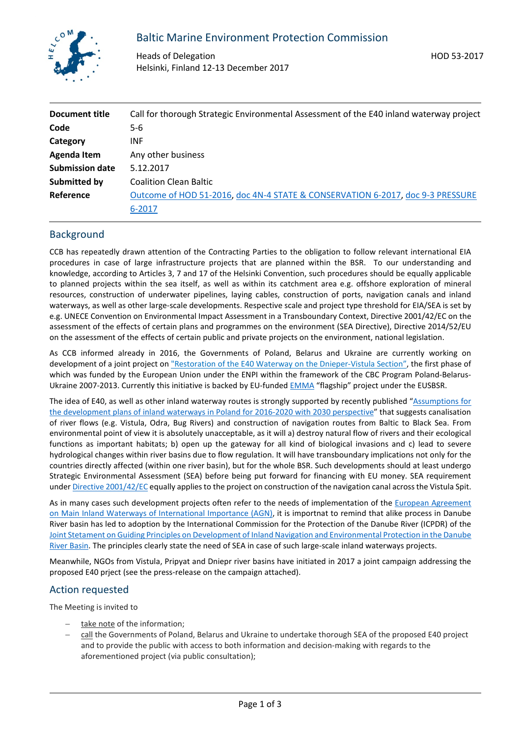Baltic Marine Environment Protection Commission

Heads of Delegation
Helsinki, Finland 12-13 December 2017

HOD 53-2017

| | |
|---|---|
| **Document title** | Call for thorough Strategic Environmental Assessment of the E40 inland waterway project |
| **Code** | 5-6 |
| **Category** | INF |
| **Agenda Item** | Any other business |
| **Submission date** | 5.12.2017 |
| **Submitted by** | Coalition Clean Baltic |
| **Reference** | Outcome of HOD 51-2016, doc 4N-4 STATE & CONSERVATION 6-2017, doc 9-3 PRESSURE 6-2017 |

## Background

CCB has repeatedly drawn attention of the Contracting Parties to the obligation to follow relevant international EIA procedures in case of large infrastructure projects that are planned within the BSR. To our understanding and knowledge, according to Articles 3, 7 and 17 of the Helsinki Convention, such procedures should be equally applicable to planned projects within the sea itself, as well as within its catchment area e.g. offshore exploration of mineral resources, construction of underwater pipelines, laying cables, construction of ports, navigation canals and inland waterways, as well as other large-scale developments. Respective scale and project type threshold for EIA/SEA is set by e.g. UNECE Convention on Environmental Impact Assessment in a Transboundary Context, Directive 2001/42/EC on the assessment of the effects of certain plans and programmes on the environment (SEA Directive), Directive 2014/52/EU on the assessment of the effects of certain public and private projects on the environment, national legislation.

As CCB informed already in 2016, the Governments of Poland, Belarus and Ukraine are currently working on development of a joint project on "Restoration of the E40 Waterway on the Dnieper-Vistula Section", the first phase of which was funded by the European Union under the ENPI within the framework of the CBC Program Poland-Belarus-Ukraine 2007-2013. Currently this initiative is backed by EU-funded EMMA "flagship" project under the EUSBSR.

The idea of E40, as well as other inland waterway routes is strongly supported by recently published "Assumptions for the development plans of inland waterways in Poland for 2016-2020 with 2030 perspective" that suggests canalisation of river flows (e.g. Vistula, Odra, Bug Rivers) and construction of navigation routes from Baltic to Black Sea. From environmental point of view it is absolutely unacceptable, as it will a) destroy natural flow of rivers and their ecological functions as important habitats; b) open up the gateway for all kind of biological invasions and c) lead to severe hydrological changes within river basins due to flow regulation. It will have transboundary implications not only for the countries directly affected (within one river basin), but for the whole BSR. Such developments should at least undergo Strategic Environmental Assessment (SEA) before being put forward for financing with EU money. SEA requirement under Directive 2001/42/EC equally applies to the project on construction of the navigation canal across the Vistula Spit.

As in many cases such development projects often refer to the needs of implementation of the European Agreement on Main Inland Waterways of International Importance (AGN), it is importnat to remind that alike process in Danube River basin has led to adoption by the International Commission for the Protection of the Danube River (ICPDR) of the Joint Stetament on Guiding Principles on Development of Inland Navigation and Environmental Protection in the Danube River Basin. The principles clearly state the need of SEA in case of such large-scale inland waterways projects.

Meanwhile, NGOs from Vistula, Pripyat and Dniepr river basins have initiated in 2017 a joint campaign addressing the proposed E40 prject (see the press-release on the campaign attached).

## Action requested

The Meeting is invited to

- take note of the information;
- call the Governments of Poland, Belarus and Ukraine to undertake thorough SEA of the proposed E40 project and to provide the public with access to both information and decision-making with regards to the aforementioned project (via public consultation);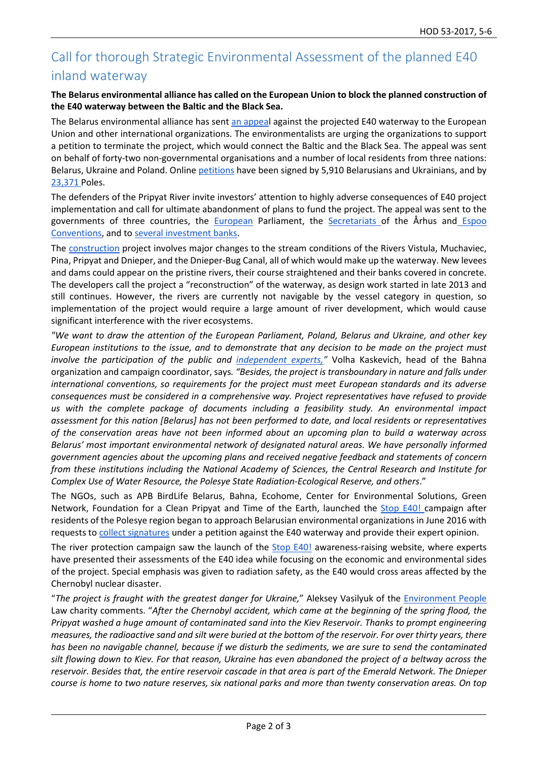# Call for thorough Strategic Environmental Assessment of the planned E40 inland waterway

**The Belarus environmental alliance has called on the European Union to block the planned construction of the E40 waterway between the Baltic and the Black Sea.**

The Belarus environmental alliance has sent an appeal against the projected E40 waterway to the European Union and other international organizations. The environmentalists are urging the organizations to support a petition to terminate the project, which would connect the Baltic and the Black Sea. The appeal was sent on behalf of forty-two non-governmental organisations and a number of local residents from three nations: Belarus, Ukraine and Poland. Online petitions have been signed by 5,910 Belarusians and Ukrainians, and by 23,371 Poles.

The defenders of the Pripyat River invite investors' attention to highly adverse consequences of E40 project implementation and call for ultimate abandonment of plans to fund the project. The appeal was sent to the governments of three countries, the European Parliament, the Secretariats of the Århus and Espoo Conventions, and to several investment banks.

The construction project involves major changes to the stream conditions of the Rivers Vistula, Muchaviec, Pina, Pripyat and Dnieper, and the Dnieper-Bug Canal, all of which would make up the waterway. New levees and dams could appear on the pristine rivers, their course straightened and their banks covered in concrete. The developers call the project a "reconstruction" of the waterway, as design work started in late 2013 and still continues. However, the rivers are currently not navigable by the vessel category in question, so implementation of the project would require a large amount of river development, which would cause significant interference with the river ecosystems.

*"We want to draw the attention of the European Parliament, Poland, Belarus and Ukraine, and other key European institutions to the issue, and to demonstrate that any decision to be made on the project must involve the participation of the public and independent experts,"* Volha Kaskevich, head of the Bahna organization and campaign coordinator, says. *"Besides, the project is transboundary in nature and falls under international conventions, so requirements for the project must meet European standards and its adverse consequences must be considered in a comprehensive way. Project representatives have refused to provide us with the complete package of documents including a feasibility study. An environmental impact assessment for this nation [Belarus] has not been performed to date, and local residents or representatives of the conservation areas have not been informed about an upcoming plan to build a waterway across Belarus' most important environmental network of designated natural areas. We have personally informed government agencies about the upcoming plans and received negative feedback and statements of concern from these institutions including the National Academy of Sciences, the Central Research and Institute for Complex Use of Water Resource, the Polesye State Radiation-Ecological Reserve, and others*."

The NGOs, such as APB BirdLife Belarus, Bahna, Ecohome, Center for Environmental Solutions, Green Network, Foundation for a Clean Pripyat and Time of the Earth, launched the Stop E40! campaign after residents of the Polesye region began to approach Belarusian environmental organizations in June 2016 with requests to collect signatures under a petition against the E40 waterway and provide their expert opinion.

The river protection campaign saw the launch of the Stop E40! awareness-raising website, where experts have presented their assessments of the E40 idea while focusing on the economic and environmental sides of the project. Special emphasis was given to radiation safety, as the E40 would cross areas affected by the Chernobyl nuclear disaster.

"*The project is fraught with the greatest danger for Ukraine,*" Aleksey Vasilyuk of the Environment People Law charity comments. "*After the Chernobyl accident, which came at the beginning of the spring flood, the Pripyat washed a huge amount of contaminated sand into the Kiev Reservoir. Thanks to prompt engineering measures, the radioactive sand and silt were buried at the bottom of the reservoir. For over thirty years, there has been no navigable channel, because if we disturb the sediments, we are sure to send the contaminated silt flowing down to Kiev. For that reason, Ukraine has even abandoned the project of a beltway across the reservoir. Besides that, the entire reservoir cascade in that area is part of the Emerald Network. The Dnieper course is home to two nature reserves, six national parks and more than twenty conservation areas. On top*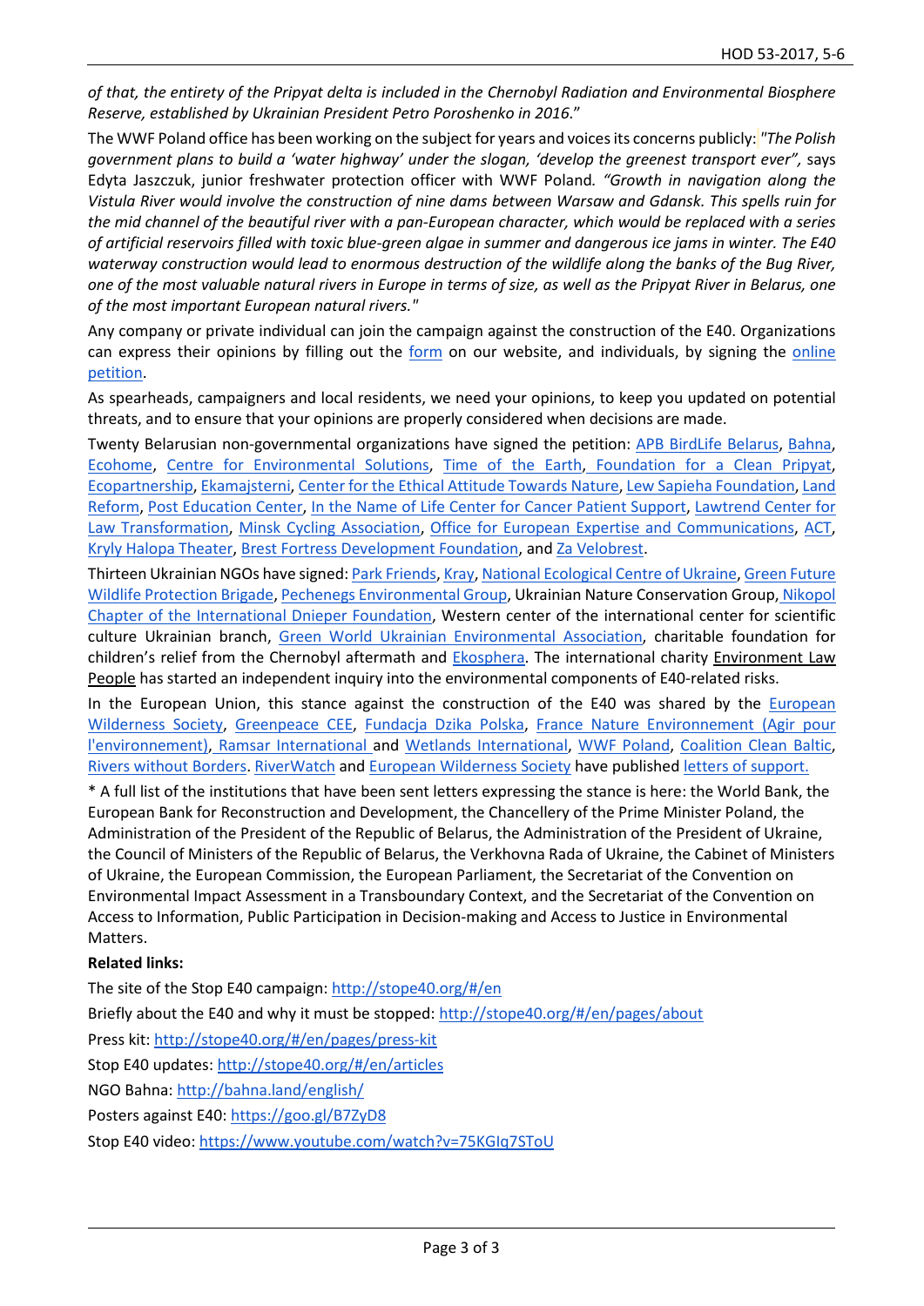*of that, the entirety of the Pripyat delta is included in the Chernobyl Radiation and Environmental Biosphere Reserve, established by Ukrainian President Petro Poroshenko in 2016.*"

The WWF Poland office has been working on the subject for years and voices its concerns publicly: *"The Polish government plans to build a 'water highway' under the slogan, 'develop the greenest transport ever",* says Edyta Jaszczuk, junior freshwater protection officer with WWF Poland*. "Growth in navigation along the Vistula River would involve the construction of nine dams between Warsaw and Gdansk. This spells ruin for the mid channel of the beautiful river with a pan-European character, which would be replaced with a series of artificial reservoirs filled with toxic blue-green algae in summer and dangerous ice jams in winter. The E40 waterway construction would lead to enormous destruction of the wildlife along the banks of the Bug River, one of the most valuable natural rivers in Europe in terms of size, as well as the Pripyat River in Belarus, one of the most important European natural rivers."*

Any company or private individual can join the campaign against the construction of the E40. Organizations can express their opinions by filling out the form on our website, and individuals, by signing the online petition.

As spearheads, campaigners and local residents, we need your opinions, to keep you updated on potential threats, and to ensure that your opinions are properly considered when decisions are made.

Twenty Belarusian non-governmental organizations have signed the petition: APB BirdLife Belarus, Bahna, Ecohome, Centre for Environmental Solutions, Time of the Earth, Foundation for a Clean Pripyat, Ecopartnership, Ekamajsterni, Center for the Ethical Attitude Towards Nature, Lew Sapieha Foundation, Land Reform, Post Education Center, In the Name of Life Center for Cancer Patient Support, Lawtrend Center for Law Transformation, Minsk Cycling Association, Office for European Expertise and Communications, ACT, Kryly Halopa Theater, Brest Fortress Development Foundation, and Za Velobrest.

Thirteen Ukrainian NGOs have signed: Park Friends, Kray, National Ecological Centre of Ukraine, Green Future Wildlife Protection Brigade, Pechenegs Environmental Group, Ukrainian Nature Conservation Group, Nikopol Chapter of the International Dnieper Foundation, Western center of the international center for scientific culture Ukrainian branch, Green World Ukrainian Environmental Association, charitable foundation for children's relief from the Chernobyl aftermath and Ekosphera. The international charity Environment Law People has started an independent inquiry into the environmental components of E40-related risks.

In the European Union, this stance against the construction of the E40 was shared by the European Wilderness Society, Greenpeace CEE, Fundacja Dzika Polska, France Nature Environnement (Agir pour l'environnement), Ramsar International and Wetlands International, WWF Poland, Coalition Clean Baltic, Rivers without Borders. RiverWatch and European Wilderness Society have published letters of support.

* A full list of the institutions that have been sent letters expressing the stance is here: the World Bank, the European Bank for Reconstruction and Development, the Chancellery of the Prime Minister Poland, the Administration of the President of the Republic of Belarus, the Administration of the President of Ukraine, the Council of Ministers of the Republic of Belarus, the Verkhovna Rada of Ukraine, the Cabinet of Ministers of Ukraine, the European Commission, the European Parliament, the Secretariat of the Convention on Environmental Impact Assessment in a Transboundary Context, and the Secretariat of the Convention on Access to Information, Public Participation in Decision-making and Access to Justice in Environmental Matters.

**Related links:**

The site of the Stop E40 campaign: http://stope40.org/#/en

Briefly about the E40 and why it must be stopped: http://stope40.org/#/en/pages/about

Press kit: http://stope40.org/#/en/pages/press-kit

Stop E40 updates: http://stope40.org/#/en/articles

NGO Bahna: http://bahna.land/english/

Posters against E40: https://goo.gl/B7ZyD8

Stop E40 video: https://www.youtube.com/watch?v=75KGIq7SToU